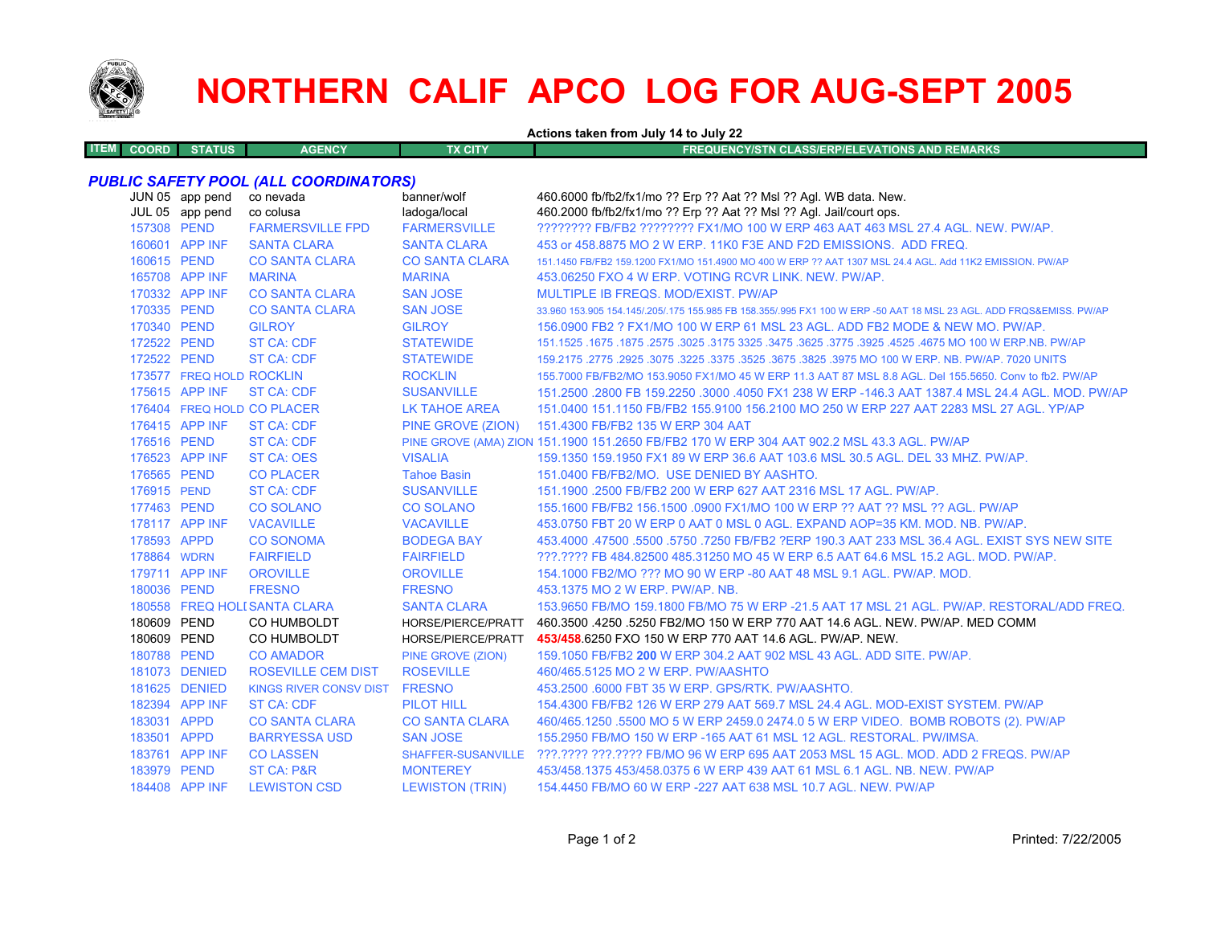# NORTHERN CALIF APCO LOG FOR AUG-SEPT 2005

**Actions taken from July 14 to July 22**

| ITEM | COORD | STATUS | AGENCY | TX CITY | FREQUENCY/STN CLASS/ERP/ELEVATIONS AND REMARKS |
|---|---|---|---|---|---|
| ***PUBLIC SAFETY POOL (ALL COORDINATORS)*** | | | | | |
| | JUN 05 | app pend | co nevada | banner/wolf | 460.6000 fb/fb2/fx1/mo ?? Erp ?? Aat ?? Msl ?? Agl. WB data. New. |
| | JUL 05 | app pend | co colusa | ladoga/local | 460.2000 fb/fb2/fx1/mo ?? Erp ?? Aat ?? Msl ?? Agl. Jail/court ops. |
| | 157308 | PEND | FARMERSVILLE FPD | FARMERSVILLE | ???????? FB/FB2 ???????? FX1/MO 100 W ERP 463 AAT 463 MSL 27.4 AGL. NEW. PW/AP. |
| | 160601 | APP INF | SANTA CLARA | SANTA CLARA | 453 or 458.8875 MO 2 W ERP. 11K0 F3E AND F2D EMISSIONS. ADD FREQ. |
| | 160615 | PEND | CO SANTA CLARA | CO SANTA CLARA | 151.1450 FB/FB2 159.1200 FX1/MO 151.4900 MO 400 W ERP ?? AAT 1307 MSL 24.4 AGL. Add 11K2 EMISSION. PW/AP |
| | 165708 | APP INF | MARINA | MARINA | 453.06250 FXO 4 W ERP. VOTING RCVR LINK. NEW. PW/AP. |
| | 170332 | APP INF | CO SANTA CLARA | SAN JOSE | MULTIPLE IB FREQS. MOD/EXIST. PW/AP |
| | 170335 | PEND | CO SANTA CLARA | SAN JOSE | 33.960 153.905 154.145/.205/.175 155.985 FB 158.355/.995 FX1 100 W ERP -50 AAT 18 MSL 23 AGL. ADD FRQS&EMISS. PW/AP |
| | 170340 | PEND | GILROY | GILROY | 156.0900 FB2 ? FX1/MO 100 W ERP 61 MSL 23 AGL. ADD FB2 MODE & NEW MO. PW/AP. |
| | 172522 | PEND | ST CA: CDF | STATEWIDE | 151.1525 .1675 .1875 .2575 .3025 .3175 3325 .3475 .3625 .3775 .3925 .4525 .4675 MO 100 W ERP.NB. PW/AP |
| | 172522 | PEND | ST CA: CDF | STATEWIDE | 159.2175 .2775 .2925 .3075 .3225 .3375 .3525 .3675 .3825 .3975 MO 100 W ERP. NB. PW/AP. 7020 UNITS |
| | 173577 | FREQ HOLD | ROCKLIN | ROCKLIN | 155.7000 FB/FB2/MO 153.9050 FX1/MO 45 W ERP 11.3 AAT 87 MSL 8.8 AGL. Del 155.5650. Conv to fb2. PW/AP |
| | 175615 | APP INF | ST CA: CDF | SUSANVILLE | 151.2500 .2800 FB 159.2250 .3000 .4050 FX1 238 W ERP -146.3 AAT 1387.4 MSL 24.4 AGL. MOD. PW/AP |
| | 176404 | FREQ HOLD | CO PLACER | LK TAHOE AREA | 151.0400 151.1150 FB/FB2 155.9100 156.2100 MO 250 W ERP 227 AAT 2283 MSL 27 AGL. YP/AP |
| | 176415 | APP INF | ST CA: CDF | PINE GROVE (ZION) | 151.4300 FB/FB2 135 W ERP 304 AAT |
| | 176516 | PEND | ST CA: CDF | PINE GROVE (AMA) ZION | 151.1900 151.2650 FB/FB2 170 W ERP 304 AAT 902.2 MSL 43.3 AGL. PW/AP |
| | 176523 | APP INF | ST CA: OES | VISALIA | 159.1350 159.1950 FX1 89 W ERP 36.6 AAT 103.6 MSL 30.5 AGL. DEL 33 MHZ. PW/AP. |
| | 176565 | PEND | CO PLACER | Tahoe Basin | 151.0400 FB/FB2/MO. USE DENIED BY AASHTO. |
| | 176915 | PEND | ST CA: CDF | SUSANVILLE | 151.1900 .2500 FB/FB2 200 W ERP 627 AAT 2316 MSL 17 AGL. PW/AP. |
| | 177463 | PEND | CO SOLANO | CO SOLANO | 155.1600 FB/FB2 156.1500 .0900 FX1/MO 100 W ERP ?? AAT ?? MSL ?? AGL. PW/AP |
| | 178117 | APP INF | VACAVILLE | VACAVILLE | 453.0750 FBT 20 W ERP 0 AAT 0 MSL 0 AGL. EXPAND AOP=35 KM. MOD. NB. PW/AP. |
| | 178593 | APPD | CO SONOMA | BODEGA BAY | 453.4000 .47500 .5500 .5750 .7250 FB/FB2 ?ERP 190.3 AAT 233 MSL 36.4 AGL. EXIST SYS NEW SITE |
| | 178864 | WDRN | FAIRFIELD | FAIRFIELD | ???.???? FB 484.82500 485.31250 MO 45 W ERP 6.5 AAT 64.6 MSL 15.2 AGL. MOD. PW/AP. |
| | 179711 | APP INF | OROVILLE | OROVILLE | 154.1000 FB2/MO ??? MO 90 W ERP -80 AAT 48 MSL 9.1 AGL. PW/AP. MOD. |
| | 180036 | PEND | FRESNO | FRESNO | 453.1375 MO 2 W ERP. PW/AP. NB. |
| | 180558 | FREQ HOLD | SANTA CLARA | SANTA CLARA | 153.9650 FB/MO 159.1800 FB/MO 75 W ERP -21.5 AAT 17 MSL 21 AGL. PW/AP. RESTORAL/ADD FREQ. |
| | 180609 | PEND | CO HUMBOLDT | HORSE/PIERCE/PRATT | 460.3500 .4250 .5250 FB2/MO 150 W ERP 770 AAT 14.6 AGL. NEW. PW/AP. MED COMM |
| | 180609 | PEND | CO HUMBOLDT | HORSE/PIERCE/PRATT | **453/458**.6250 FXO 150 W ERP 770 AAT 14.6 AGL. PW/AP. NEW. |
| | 180788 | PEND | CO AMADOR | PINE GROVE (ZION) | 159.1050 FB/FB2 **200** W ERP 304.2 AAT 902 MSL 43 AGL. ADD SITE. PW/AP. |
| | 181073 | DENIED | ROSEVILLE CEM DIST | ROSEVILLE | 460/465.5125 MO 2 W ERP. PW/AASHTO |
| | 181625 | DENIED | KINGS RIVER CONSV DIST | FRESNO | 453.2500 .6000 FBT 35 W ERP. GPS/RTK. PW/AASHTO. |
| | 182394 | APP INF | ST CA: CDF | PILOT HILL | 154.4300 FB/FB2 126 W ERP 279 AAT 569.7 MSL 24.4 AGL. MOD-EXIST SYSTEM. PW/AP |
| | 183031 | APPD | CO SANTA CLARA | CO SANTA CLARA | 460/465.1250 .5500 MO 5 W ERP 2459.0 2474.0 5 W ERP VIDEO. BOMB ROBOTS (2). PW/AP |
| | 183501 | APPD | BARRYESSA USD | SAN JOSE | 155.2950 FB/MO 150 W ERP -165 AAT 61 MSL 12 AGL. RESTORAL. PW/IMSA. |
| | 183761 | APP INF | CO LASSEN | SHAFFER-SUSANVILLE | ???.???? ???.???? FB/MO 96 W ERP 695 AAT 2053 MSL 15 AGL. MOD. ADD 2 FREQS. PW/AP |
| | 183979 | PEND | ST CA: P&R | MONTEREY | 453/458.1375 453/458.0375 6 W ERP 439 AAT 61 MSL 6.1 AGL. NB. NEW. PW/AP |
| | 184408 | APP INF | LEWISTON CSD | LEWISTON (TRIN) | 154.4450 FB/MO 60 W ERP -227 AAT 638 MSL 10.7 AGL. NEW. PW/AP |

Printed: 7/22/2005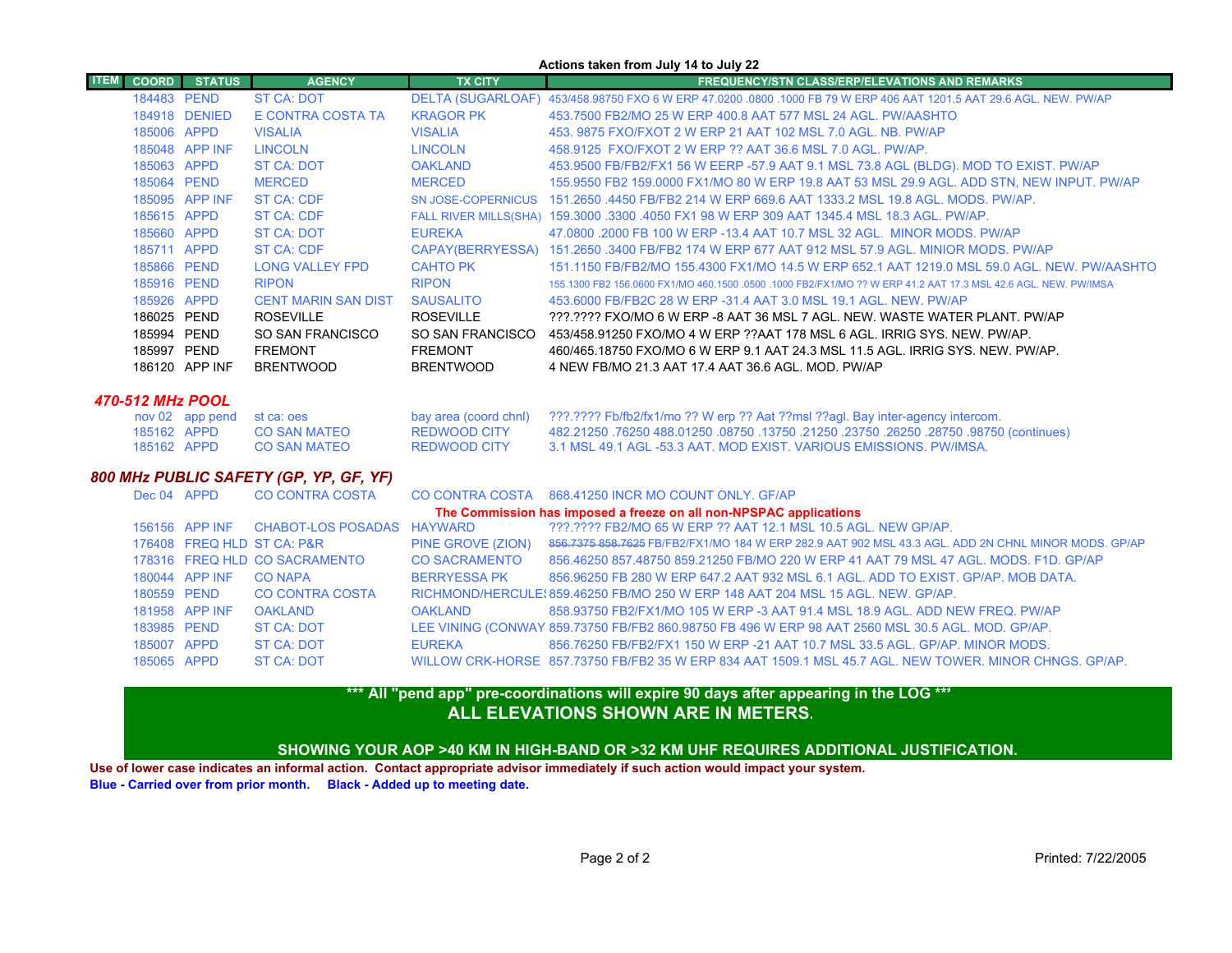**Actions taken from July 14 to July 22**

| ITEM | COORD | STATUS | AGENCY | TX CITY | FREQUENCY/STN CLASS/ERP/ELEVATIONS AND REMARKS |
|---|---|---|---|---|---|
| | 184483 | PEND | ST CA: DOT | DELTA (SUGARLOAF) | 453/458.98750 FXO 6 W ERP 47.0200 .0800 .1000 FB 79 W ERP 406 AAT 1201.5 AAT 29.6 AGL. NEW. PW/AP |
| | 184918 | DENIED | E CONTRA COSTA TA | KRAGOR PK | 453.7500 FB2/MO 25 W ERP 400.8 AAT 577 MSL 24 AGL. PW/AASHTO |
| | 185006 | APPD | VISALIA | VISALIA | 453. 9875 FXO/FXOT 2 W ERP 21 AAT 102 MSL 7.0 AGL. NB. PW/AP |
| | 185048 | APP INF | LINCOLN | LINCOLN | 458.9125 FXO/FXOT 2 W ERP ?? AAT 36.6 MSL 7.0 AGL. PW/AP. |
| | 185063 | APPD | ST CA: DOT | OAKLAND | 453.9500 FB/FB2/FX1 56 W EERP -57.9 AAT 9.1 MSL 73.8 AGL (BLDG). MOD TO EXIST. PW/AP |
| | 185064 | PEND | MERCED | MERCED | 155.9550 FB2 159.0000 FX1/MO 80 W ERP 19.8 AAT 53 MSL 29.9 AGL. ADD STN, NEW INPUT. PW/AP |
| | 185095 | APP INF | ST CA: CDF | SN JOSE-COPERNICUS | 151.2650 .4450 FB/FB2 214 W ERP 669.6 AAT 1333.2 MSL 19.8 AGL. MODS. PW/AP. |
| | 185615 | APPD | ST CA: CDF | FALL RIVER MILLS(SHA) | 159.3000 .3300 .4050 FX1 98 W ERP 309 AAT 1345.4 MSL 18.3 AGL. PW/AP. |
| | 185660 | APPD | ST CA: DOT | EUREKA | 47.0800 .2000 FB 100 W ERP -13.4 AAT 10.7 MSL 32 AGL. MINOR MODS. PW/AP |
| | 185711 | APPD | ST CA: CDF | CAPAY(BERRYESSA) | 151.2650 .3400 FB/FB2 174 W ERP 677 AAT 912 MSL 57.9 AGL. MINIOR MODS. PW/AP |
| | 185866 | PEND | LONG VALLEY FPD | CAHTO PK | 151.1150 FB/FB2/MO 155.4300 FX1/MO 14.5 W ERP 652.1 AAT 1219.0 MSL 59.0 AGL. NEW. PW/AASHTO |
| | 185916 | PEND | RIPON | RIPON | 155.1300 FB2 156.0600 FX1/MO 460.1500 .0500 .1000 FB2/FX1/MO ?? W ERP 41.2 AAT 17.3 MSL 42.6 AGL. NEW. PW/IMSA |
| | 185926 | APPD | CENT MARIN SAN DIST | SAUSALITO | 453.6000 FB/FB2C 28 W ERP -31.4 AAT 3.0 MSL 19.1 AGL. NEW. PW/AP |
| | 186025 | PEND | ROSEVILLE | ROSEVILLE | ???.???? FXO/MO 6 W ERP -8 AAT 36 MSL 7 AGL. NEW. WASTE WATER PLANT. PW/AP |
| | 185994 | PEND | SO SAN FRANCISCO | SO SAN FRANCISCO | 453/458.91250 FXO/MO 4 W ERP ??AAT 178 MSL 6 AGL. IRRIG SYS. NEW. PW/AP. |
| | 185997 | PEND | FREMONT | FREMONT | 460/465.18750 FXO/MO 6 W ERP 9.1 AAT 24.3 MSL 11.5 AGL. IRRIG SYS. NEW. PW/AP. |
| | 186120 | APP INF | BRENTWOOD | BRENTWOOD | 4 NEW FB/MO 21.3 AAT 17.4 AAT 36.6 AGL. MOD. PW/AP |

### *470-512 MHz POOL*

| | | | | | |
|---|---|---|---|---|---|
| | nov 02 | app pend | st ca: oes | bay area (coord chnl) | ???.???? Fb/fb2/fx1/mo ?? W erp ?? Aat ??msl ??agl. Bay inter-agency intercom. |
| | 185162 | APPD | CO SAN MATEO | REDWOOD CITY | 482.21250 .76250 488.01250 .08750 .13750 .21250 .23750 .26250 .28750 .98750 (continues) |
| | 185162 | APPD | CO SAN MATEO | REDWOOD CITY | 3.1 MSL 49.1 AGL -53.3 AAT. MOD EXIST. VARIOUS EMISSIONS. PW/IMSA. |

### *800 MHz PUBLIC SAFETY (GP, YP, GF, YF)*

| | | | | | |
|---|---|---|---|---|---|
| | Dec 04 | APPD | CO CONTRA COSTA | CO CONTRA COSTA | 868.41250 INCR MO COUNT ONLY. GF/AP |
| | | | | | **The Commission has imposed a freeze on all non-NPSPAC applications** |
| | 156156 | APP INF | CHABOT-LOS POSADAS | HAYWARD | ???.???? FB2/MO 65 W ERP ?? AAT 12.1 MSL 10.5 AGL. NEW GP/AP. |
| | 176408 | FREQ HLD | ST CA: P&R | PINE GROVE (ZION) | ~~856.7375 858.7625~~ FB/FB2/FX1/MO 184 W ERP 282.9 AAT 902 MSL 43.3 AGL. ADD 2N CHNL MINOR MODS. GP/AP |
| | 178316 | FREQ HLD | CO SACRAMENTO | CO SACRAMENTO | 856.46250 857.48750 859.21250 FB/MO 220 W ERP 41 AAT 79 MSL 47 AGL. MODS. F1D. GP/AP |
| | 180044 | APP INF | CO NAPA | BERRYESSA PK | 856.96250 FB 280 W ERP 647.2 AAT 932 MSL 6.1 AGL. ADD TO EXIST. GP/AP. MOB DATA. |
| | 180559 | PEND | CO CONTRA COSTA | RICHMOND/HERCULES | 859.46250 FB/MO 250 W ERP 148 AAT 204 MSL 15 AGL. NEW. GP/AP. |
| | 181958 | APP INF | OAKLAND | OAKLAND | 858.93750 FB2/FX1/MO 105 W ERP -3 AAT 91.4 MSL 18.9 AGL. ADD NEW FREQ. PW/AP |
| | 183985 | PEND | ST CA: DOT | LEE VINING (CONWAY | 859.73750 FB/FB2 860.98750 FB 496 W ERP 98 AAT 2560 MSL 30.5 AGL. MOD. GP/AP. |
| | 185007 | APPD | ST CA: DOT | EUREKA | 856.76250 FB/FB2/FX1 150 W ERP -21 AAT 10.7 MSL 33.5 AGL. GP/AP. MINOR MODS. |
| | 185065 | APPD | ST CA: DOT | WILLOW CRK-HORSE | 857.73750 FB/FB2 35 W ERP 834 AAT 1509.1 MSL 45.7 AGL. NEW TOWER. MINOR CHNGS. GP/AP. |

**\*\*\* All "pend app" pre-coordinations will expire 90 days after appearing in the LOG \*\*\***

**ALL ELEVATIONS SHOWN ARE IN METERS.**

**SHOWING YOUR AOP >40 KM IN HIGH-BAND OR >32 KM UHF REQUIRES ADDITIONAL JUSTIFICATION.**

**Use of lower case indicates an informal action. Contact appropriate advisor immediately if such action would impact your system.**

**Blue - Carried over from prior month. Black - Added up to meeting date.**

Printed: 7/22/2005